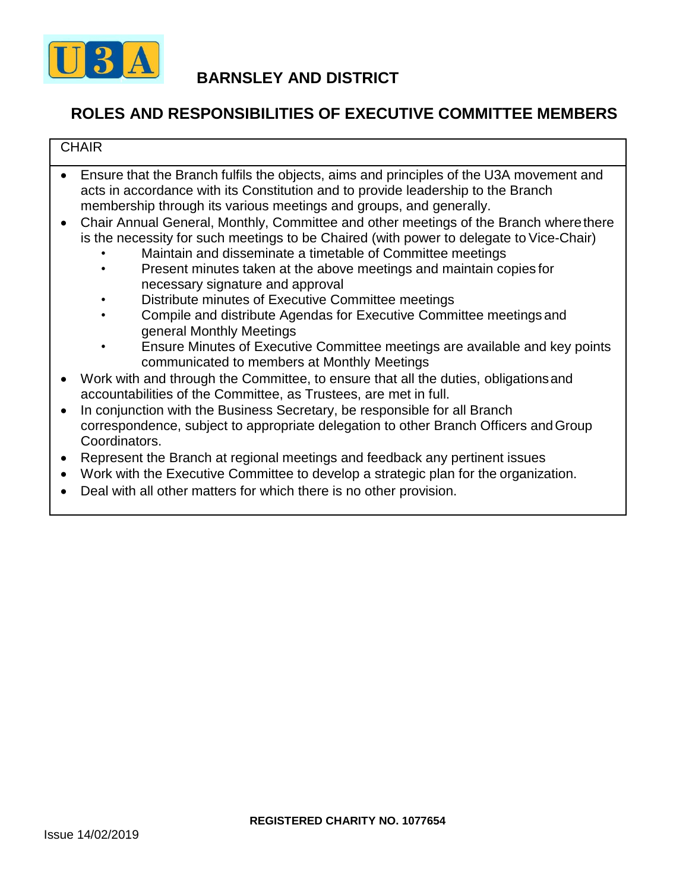# BARNSLEY AND DISTRICT

## ROLES AND RESPONSIBILITIES OF EXECUTIVE COMMITTEE MEMBERS

### CHAIR

- Ensure that the Branch fulfils the objects, aims and principles of the U3A movement and acts in accordance with its Constitution and to provide leadership to the Branch membership through its various meetings and groups, and generally.
- Chair Annual General, Monthly, Committee and other meetings of the Branch where there is the necessity for such meetings to be Chaired (with power to delegate to Vice-Chair)
  - Maintain and disseminate a timetable of Committee meetings
  - Present minutes taken at the above meetings and maintain copies for necessary signature and approval
  - Distribute minutes of Executive Committee meetings
  - Compile and distribute Agendas for Executive Committee meetings and general Monthly Meetings
  - Ensure Minutes of Executive Committee meetings are available and key points communicated to members at Monthly Meetings
- Work with and through the Committee, to ensure that all the duties, obligations and accountabilities of the Committee, as Trustees, are met in full.
- In conjunction with the Business Secretary, be responsible for all Branch correspondence, subject to appropriate delegation to other Branch Officers and Group Coordinators.
- Represent the Branch at regional meetings and feedback any pertinent issues
- Work with the Executive Committee to develop a strategic plan for the organization.
- Deal with all other matters for which there is no other provision.

**REGISTERED CHARITY NO. 1077654**

Issue 14/02/2019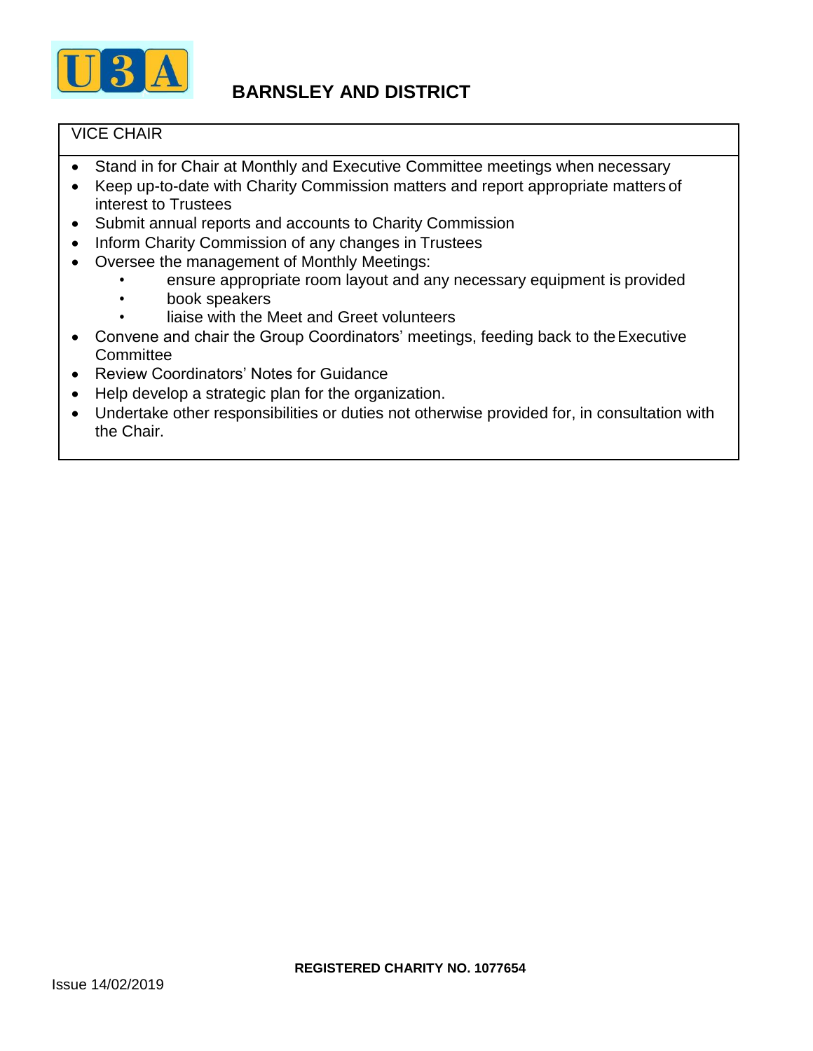**BARNSLEY AND DISTRICT**

VICE CHAIR

- Stand in for Chair at Monthly and Executive Committee meetings when necessary
- Keep up-to-date with Charity Commission matters and report appropriate matters of interest to Trustees
- Submit annual reports and accounts to Charity Commission
- Inform Charity Commission of any changes in Trustees
- Oversee the management of Monthly Meetings:
  - ensure appropriate room layout and any necessary equipment is provided
  - book speakers
  - liaise with the Meet and Greet volunteers
- Convene and chair the Group Coordinators' meetings, feeding back to the Executive Committee
- Review Coordinators' Notes for Guidance
- Help develop a strategic plan for the organization.
- Undertake other responsibilities or duties not otherwise provided for, in consultation with the Chair.

**REGISTERED CHARITY NO. 1077654**

Issue 14/02/2019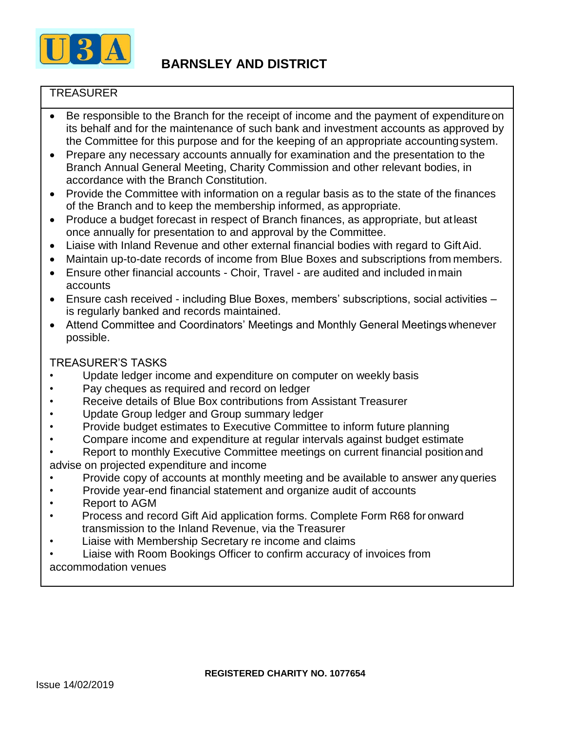# BARNSLEY AND DISTRICT

## TREASURER

- Be responsible to the Branch for the receipt of income and the payment of expenditure on its behalf and for the maintenance of such bank and investment accounts as approved by the Committee for this purpose and for the keeping of an appropriate accounting system.
- Prepare any necessary accounts annually for examination and the presentation to the Branch Annual General Meeting, Charity Commission and other relevant bodies, in accordance with the Branch Constitution.
- Provide the Committee with information on a regular basis as to the state of the finances of the Branch and to keep the membership informed, as appropriate.
- Produce a budget forecast in respect of Branch finances, as appropriate, but at least once annually for presentation to and approval by the Committee.
- Liaise with Inland Revenue and other external financial bodies with regard to Gift Aid.
- Maintain up-to-date records of income from Blue Boxes and subscriptions from members.
- Ensure other financial accounts - Choir, Travel - are audited and included in main accounts
- Ensure cash received - including Blue Boxes, members' subscriptions, social activities – is regularly banked and records maintained.
- Attend Committee and Coordinators' Meetings and Monthly General Meetings whenever possible.

## TREASURER'S TASKS

- Update ledger income and expenditure on computer on weekly basis
- Pay cheques as required and record on ledger
- Receive details of Blue Box contributions from Assistant Treasurer
- Update Group ledger and Group summary ledger
- Provide budget estimates to Executive Committee to inform future planning
- Compare income and expenditure at regular intervals against budget estimate
- Report to monthly Executive Committee meetings on current financial position and advise on projected expenditure and income
- Provide copy of accounts at monthly meeting and be available to answer any queries
- Provide year-end financial statement and organize audit of accounts
- Report to AGM
- Process and record Gift Aid application forms. Complete Form R68 for onward transmission to the Inland Revenue, via the Treasurer
- Liaise with Membership Secretary re income and claims
- Liaise with Room Bookings Officer to confirm accuracy of invoices from accommodation venues

**REGISTERED CHARITY NO. 1077654**

Issue 14/02/2019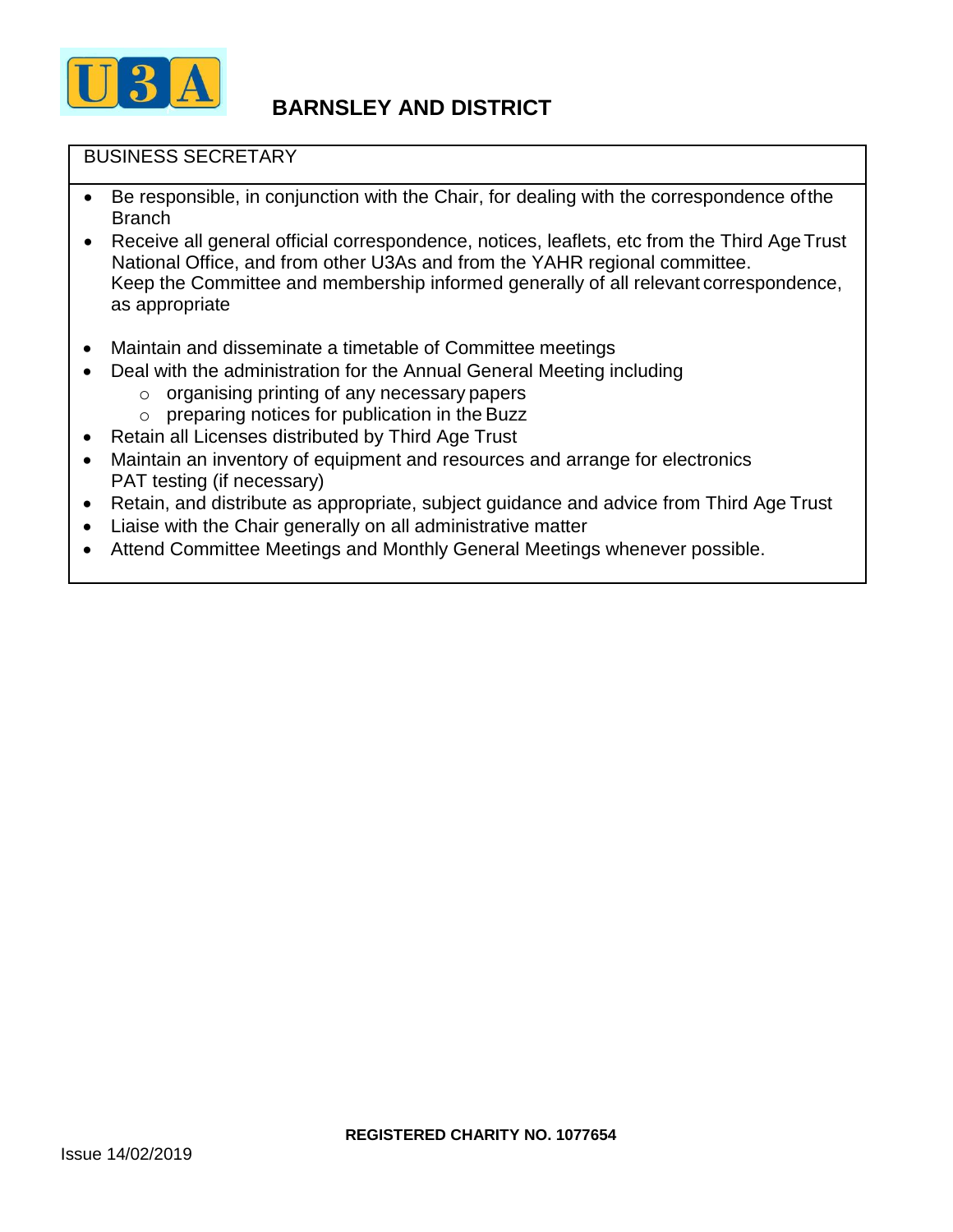## BARNSLEY AND DISTRICT

### BUSINESS SECRETARY

- Be responsible, in conjunction with the Chair, for dealing with the correspondence of the Branch
- Receive all general official correspondence, notices, leaflets, etc from the Third Age Trust National Office, and from other U3As and from the YAHR regional committee.
  Keep the Committee and membership informed generally of all relevant correspondence, as appropriate
- Maintain and disseminate a timetable of Committee meetings
- Deal with the administration for the Annual General Meeting including
  - organising printing of any necessary papers
  - preparing notices for publication in the Buzz
- Retain all Licenses distributed by Third Age Trust
- Maintain an inventory of equipment and resources and arrange for electronics PAT testing (if necessary)
- Retain, and distribute as appropriate, subject guidance and advice from Third Age Trust
- Liaise with the Chair generally on all administrative matter
- Attend Committee Meetings and Monthly General Meetings whenever possible.

**REGISTERED CHARITY NO. 1077654**

Issue 14/02/2019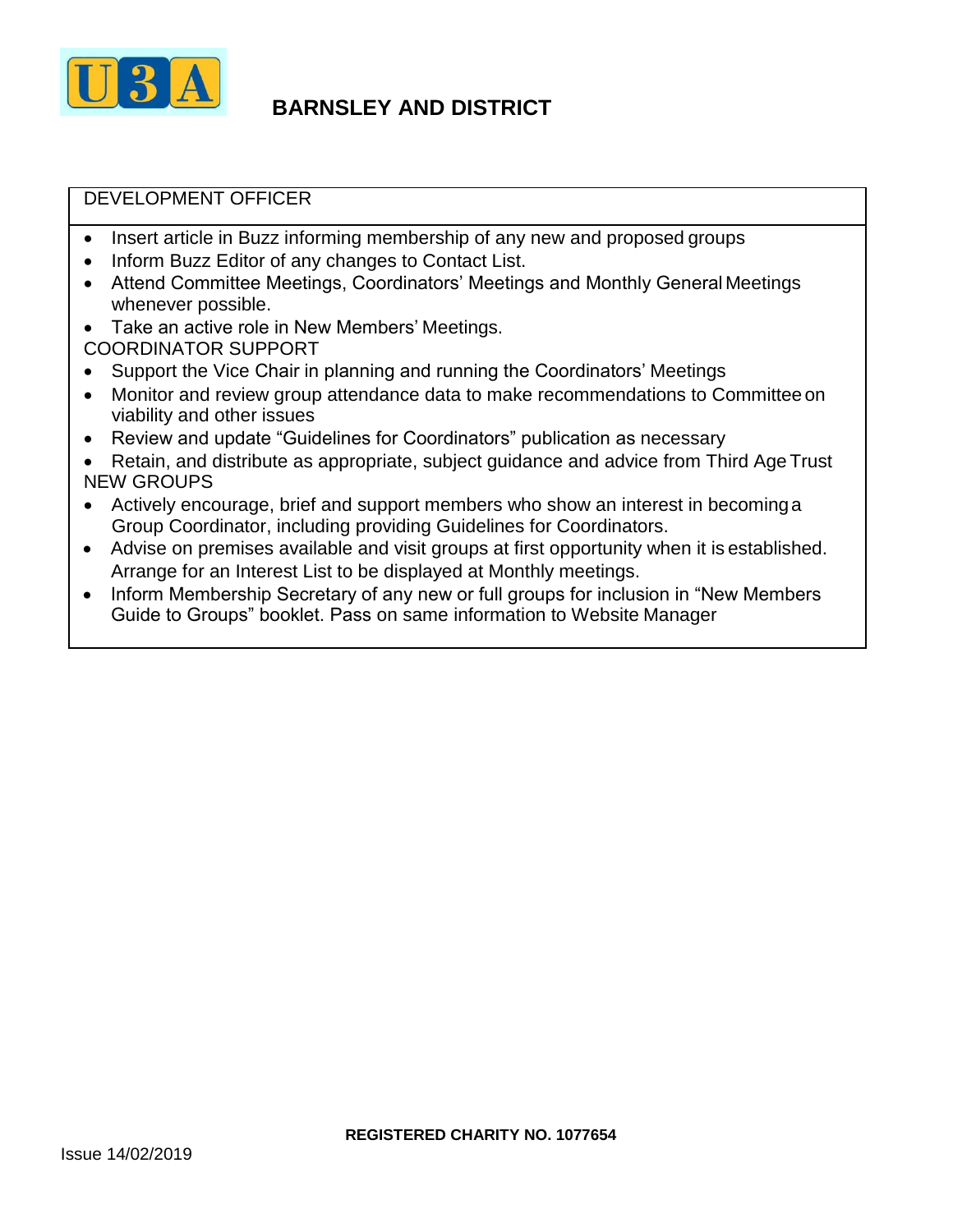# BARNSLEY AND DISTRICT

## DEVELOPMENT OFFICER

- Insert article in Buzz informing membership of any new and proposed groups
- Inform Buzz Editor of any changes to Contact List.
- Attend Committee Meetings, Coordinators' Meetings and Monthly General Meetings whenever possible.
- Take an active role in New Members' Meetings.

COORDINATOR SUPPORT

- Support the Vice Chair in planning and running the Coordinators' Meetings
- Monitor and review group attendance data to make recommendations to Committee on viability and other issues
- Review and update "Guidelines for Coordinators" publication as necessary
- Retain, and distribute as appropriate, subject guidance and advice from Third Age Trust

NEW GROUPS

- Actively encourage, brief and support members who show an interest in becoming a Group Coordinator, including providing Guidelines for Coordinators.
- Advise on premises available and visit groups at first opportunity when it is established. Arrange for an Interest List to be displayed at Monthly meetings.
- Inform Membership Secretary of any new or full groups for inclusion in "New Members Guide to Groups" booklet. Pass on same information to Website Manager

**REGISTERED CHARITY NO. 1077654**

Issue 14/02/2019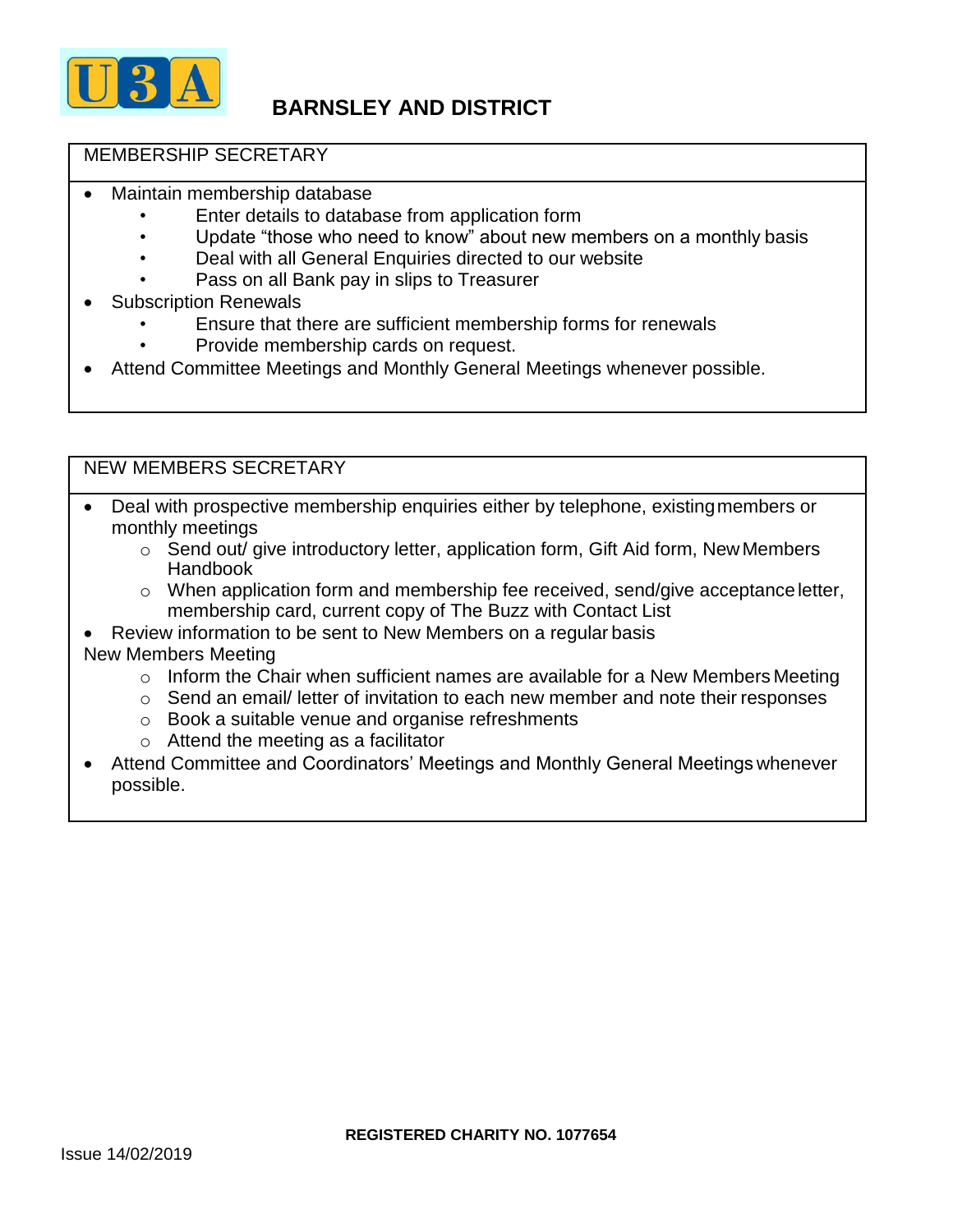## BARNSLEY AND DISTRICT

### MEMBERSHIP SECRETARY

- Maintain membership database
    - Enter details to database from application form
    - Update "those who need to know" about new members on a monthly basis
    - Deal with all General Enquiries directed to our website
    - Pass on all Bank pay in slips to Treasurer
- Subscription Renewals
    - Ensure that there are sufficient membership forms for renewals
    - Provide membership cards on request.
- Attend Committee Meetings and Monthly General Meetings whenever possible.

### NEW MEMBERS SECRETARY

- Deal with prospective membership enquiries either by telephone, existing members or monthly meetings
    - Send out/ give introductory letter, application form, Gift Aid form, New Members Handbook
    - When application form and membership fee received, send/give acceptance letter, membership card, current copy of The Buzz with Contact List
- Review information to be sent to New Members on a regular basis

New Members Meeting

- Inform the Chair when sufficient names are available for a New Members Meeting
- Send an email/ letter of invitation to each new member and note their responses
- Book a suitable venue and organise refreshments
- Attend the meeting as a facilitator

- Attend Committee and Coordinators' Meetings and Monthly General Meetings whenever possible.

**REGISTERED CHARITY NO. 1077654**

Issue 14/02/2019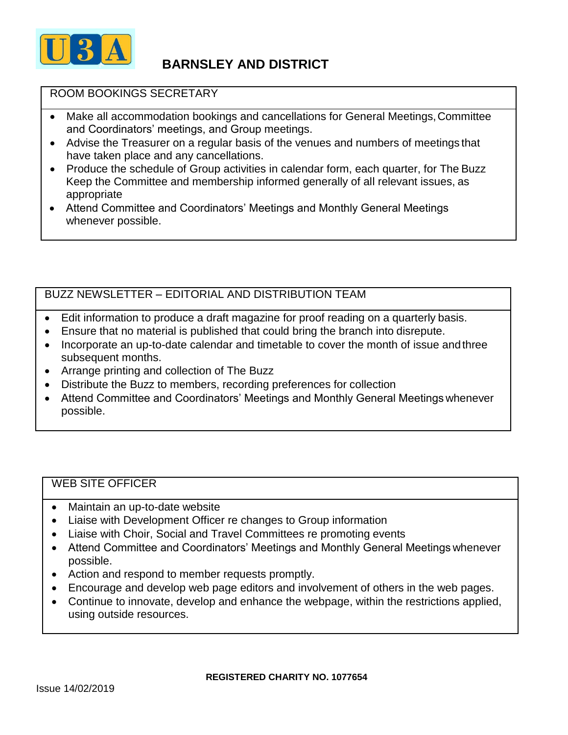# BARNSLEY AND DISTRICT

## ROOM BOOKINGS SECRETARY

- Make all accommodation bookings and cancellations for General Meetings, Committee and Coordinators' meetings, and Group meetings.
- Advise the Treasurer on a regular basis of the venues and numbers of meetings that have taken place and any cancellations.
- Produce the schedule of Group activities in calendar form, each quarter, for The Buzz Keep the Committee and membership informed generally of all relevant issues, as appropriate
- Attend Committee and Coordinators' Meetings and Monthly General Meetings whenever possible.

## BUZZ NEWSLETTER – EDITORIAL AND DISTRIBUTION TEAM

- Edit information to produce a draft magazine for proof reading on a quarterly basis.
- Ensure that no material is published that could bring the branch into disrepute.
- Incorporate an up-to-date calendar and timetable to cover the month of issue and three subsequent months.
- Arrange printing and collection of The Buzz
- Distribute the Buzz to members, recording preferences for collection
- Attend Committee and Coordinators' Meetings and Monthly General Meetings whenever possible.

## WEB SITE OFFICER

- Maintain an up-to-date website
- Liaise with Development Officer re changes to Group information
- Liaise with Choir, Social and Travel Committees re promoting events
- Attend Committee and Coordinators' Meetings and Monthly General Meetings whenever possible.
- Action and respond to member requests promptly.
- Encourage and develop web page editors and involvement of others in the web pages.
- Continue to innovate, develop and enhance the webpage, within the restrictions applied, using outside resources.

**REGISTERED CHARITY NO. 1077654**

Issue 14/02/2019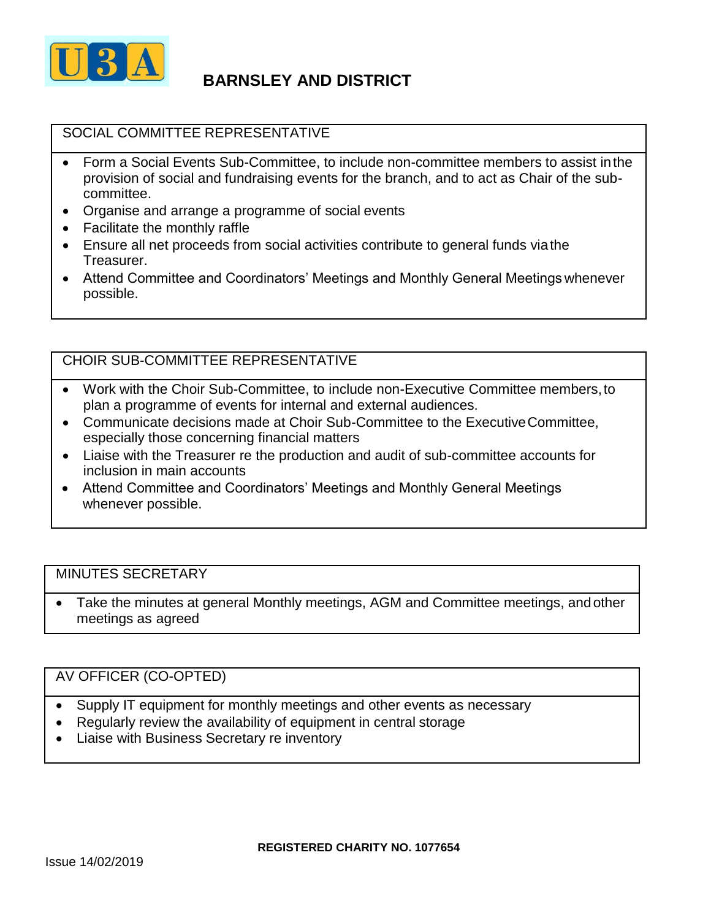# BARNSLEY AND DISTRICT

## SOCIAL COMMITTEE REPRESENTATIVE

- Form a Social Events Sub-Committee, to include non-committee members to assist in the provision of social and fundraising events for the branch, and to act as Chair of the sub-committee.
- Organise and arrange a programme of social events
- Facilitate the monthly raffle
- Ensure all net proceeds from social activities contribute to general funds via the Treasurer.
- Attend Committee and Coordinators' Meetings and Monthly General Meetings whenever possible.

## CHOIR SUB-COMMITTEE REPRESENTATIVE

- Work with the Choir Sub-Committee, to include non-Executive Committee members, to plan a programme of events for internal and external audiences.
- Communicate decisions made at Choir Sub-Committee to the Executive Committee, especially those concerning financial matters
- Liaise with the Treasurer re the production and audit of sub-committee accounts for inclusion in main accounts
- Attend Committee and Coordinators' Meetings and Monthly General Meetings whenever possible.

## MINUTES SECRETARY

- Take the minutes at general Monthly meetings, AGM and Committee meetings, and other meetings as agreed

## AV OFFICER (CO-OPTED)

- Supply IT equipment for monthly meetings and other events as necessary
- Regularly review the availability of equipment in central storage
- Liaise with Business Secretary re inventory

**REGISTERED CHARITY NO. 1077654**

Issue 14/02/2019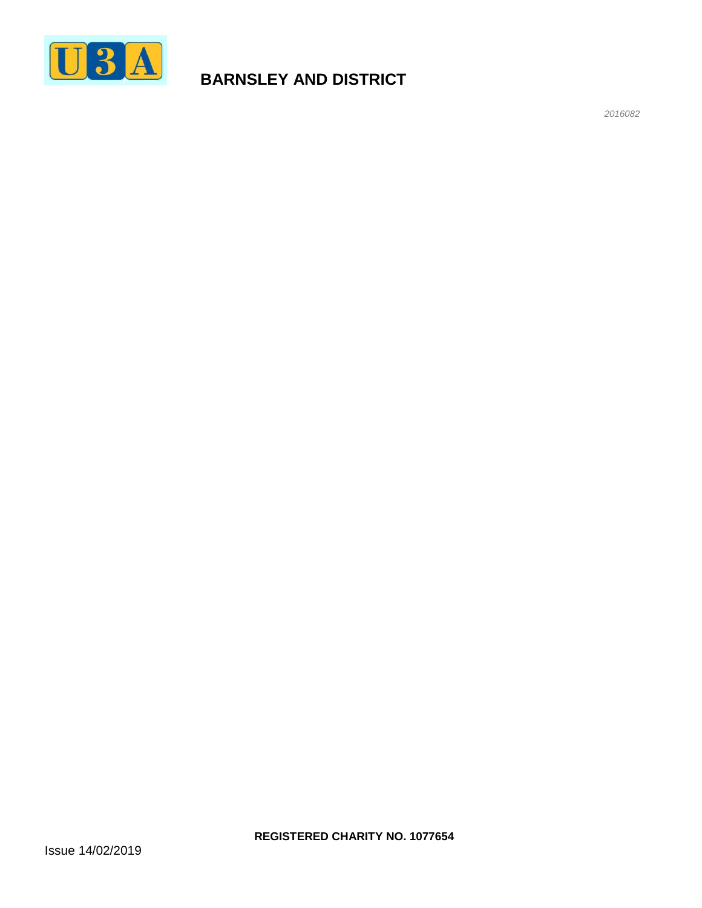**BARNSLEY AND DISTRICT**

*2016082*

**REGISTERED CHARITY NO. 1077654**

Issue 14/02/2019